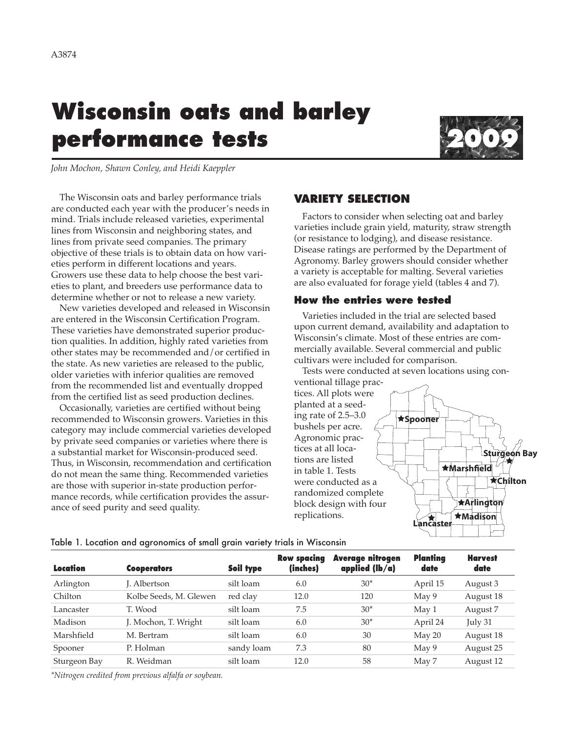A3874

# Wisconsin oats and barley performance tests 2009

*John Mochon, Shawn Conley, and Heidi Kaeppler*

The Wisconsin oats and barley performance trials are conducted each year with the producer's needs in mind. Trials include released varieties, experimental lines from Wisconsin and neighboring states, and lines from private seed companies. The primary objective of these trials is to obtain data on how varieties perform in different locations and years. Growers use these data to help choose the best varieties to plant, and breeders use performance data to determine whether or not to release a new variety.

New varieties developed and released in Wisconsin are entered in the Wisconsin Certification Program. These varieties have demonstrated superior production qualities. In addition, highly rated varieties from other states may be recommended and/or certified in the state. As new varieties are released to the public, older varieties with inferior qualities are removed from the recommended list and eventually dropped from the certified list as seed production declines.

Occasionally, varieties are certified without being recommended to Wisconsin growers. Varieties in this category may include commercial varieties developed by private seed companies or varieties where there is a substantial market for Wisconsin-produced seed. Thus, in Wisconsin, recommendation and certification do not mean the same thing. Recommended varieties are those with superior in-state production performance records, while certification provides the assurance of seed purity and seed quality.

## VARIETY SELECTION

Factors to consider when selecting oat and barley varieties include grain yield, maturity, straw strength (or resistance to lodging), and disease resistance. Disease ratings are performed by the Department of Agronomy. Barley growers should consider whether a variety is acceptable for malting. Several varieties are also evaluated for forage yield (tables 4 and 7).

### How the entries were tested

Varieties included in the trial are selected based upon current demand, availability and adaptation to Wisconsin's climate. Most of these entries are commercially available. Several commercial and public cultivars were included for comparison.

Tests were conducted at seven locations using conventional tillage practices. All plots were planted at a seeding rate of 2.5–3.0 bushels per acre. Agronomic practices at all locations are listed in table 1. Tests were conducted as a randomized complete block design with four replications.

Spooner, Sturgeon Bay, Marshfield, Chilton, Arlington, Madison, Lancaster

Table 1. Location and agronomics of small grain variety trials in Wisconsin

| Location | Cooperators | Soil type | Row spacing (inches) | Average nitrogen applied (lb/a) | Planting date | Harvest date |
|---|---|---|---|---|---|---|
| Arlington | J. Albertson | silt loam | 6.0 | 30* | April 15 | August 3 |
| Chilton | Kolbe Seeds, M. Glewen | red clay | 12.0 | 120 | May 9 | August 18 |
| Lancaster | T. Wood | silt loam | 7.5 | 30* | May 1 | August 7 |
| Madison | J. Mochon, T. Wright | silt loam | 6.0 | 30* | April 24 | July 31 |
| Marshfield | M. Bertram | silt loam | 6.0 | 30 | May 20 | August 18 |
| Spooner | P. Holman | sandy loam | 7.3 | 80 | May 9 | August 25 |
| Sturgeon Bay | R. Weidman | silt loam | 12.0 | 58 | May 7 | August 12 |

*\*Nitrogen credited from previous alfalfa or soybean.*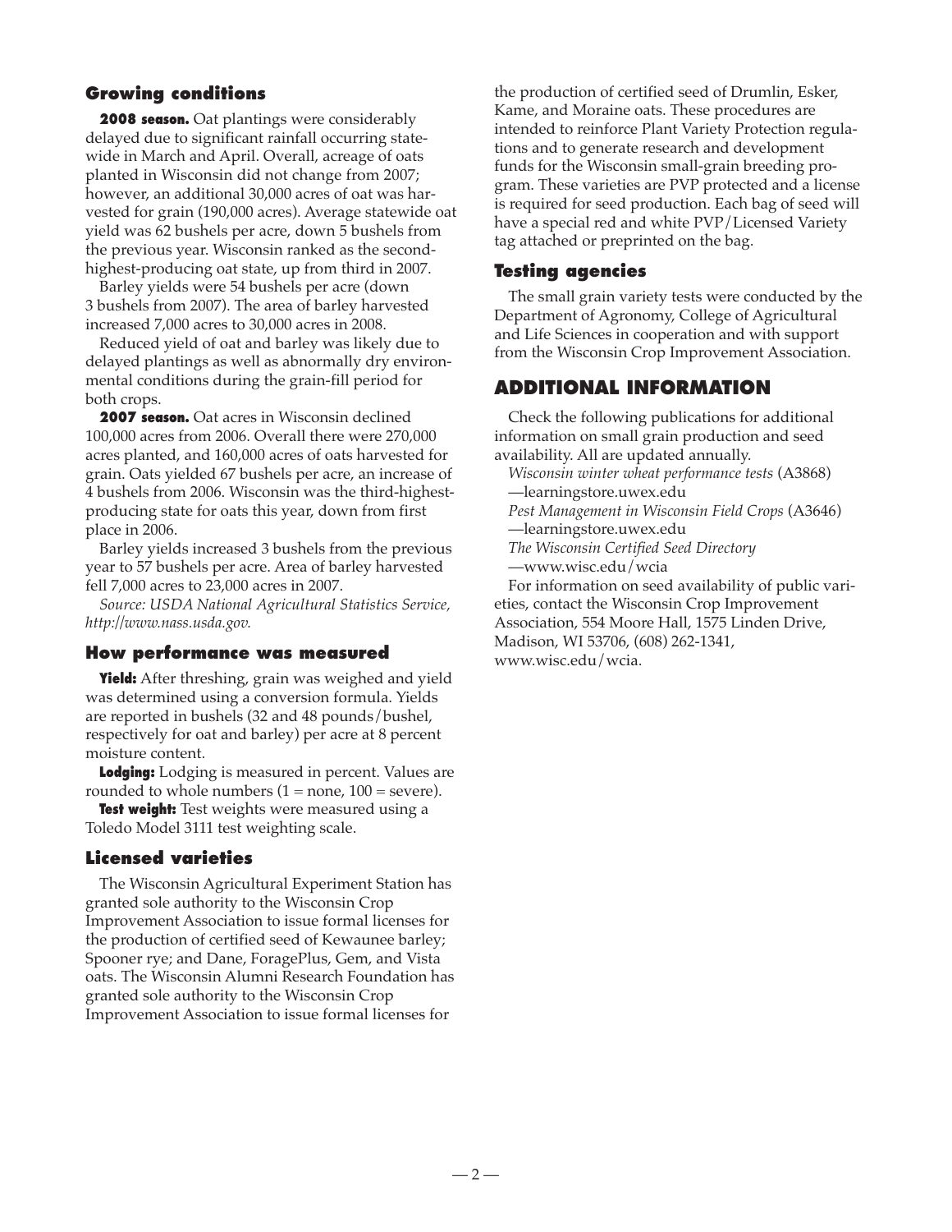## Growing conditions

**2008 season.** Oat plantings were considerably delayed due to significant rainfall occurring statewide in March and April. Overall, acreage of oats planted in Wisconsin did not change from 2007; however, an additional 30,000 acres of oat was harvested for grain (190,000 acres). Average statewide oat yield was 62 bushels per acre, down 5 bushels from the previous year. Wisconsin ranked as the second-highest-producing oat state, up from third in 2007.

Barley yields were 54 bushels per acre (down 3 bushels from 2007). The area of barley harvested increased 7,000 acres to 30,000 acres in 2008.

Reduced yield of oat and barley was likely due to delayed plantings as well as abnormally dry environmental conditions during the grain-fill period for both crops.

**2007 season.** Oat acres in Wisconsin declined 100,000 acres from 2006. Overall there were 270,000 acres planted, and 160,000 acres of oats harvested for grain. Oats yielded 67 bushels per acre, an increase of 4 bushels from 2006. Wisconsin was the third-highest-producing state for oats this year, down from first place in 2006.

Barley yields increased 3 bushels from the previous year to 57 bushels per acre. Area of barley harvested fell 7,000 acres to 23,000 acres in 2007.

*Source: USDA National Agricultural Statistics Service, http://www.nass.usda.gov.*

## How performance was measured

**Yield:** After threshing, grain was weighed and yield was determined using a conversion formula. Yields are reported in bushels (32 and 48 pounds/bushel, respectively for oat and barley) per acre at 8 percent moisture content.

**Lodging:** Lodging is measured in percent. Values are rounded to whole numbers (1 = none, 100 = severe).

**Test weight:** Test weights were measured using a Toledo Model 3111 test weighting scale.

## Licensed varieties

The Wisconsin Agricultural Experiment Station has granted sole authority to the Wisconsin Crop Improvement Association to issue formal licenses for the production of certified seed of Kewaunee barley; Spooner rye; and Dane, ForagePlus, Gem, and Vista oats. The Wisconsin Alumni Research Foundation has granted sole authority to the Wisconsin Crop Improvement Association to issue formal licenses for the production of certified seed of Drumlin, Esker, Kame, and Moraine oats. These procedures are intended to reinforce Plant Variety Protection regulations and to generate research and development funds for the Wisconsin small-grain breeding program. These varieties are PVP protected and a license is required for seed production. Each bag of seed will have a special red and white PVP/Licensed Variety tag attached or preprinted on the bag.

## Testing agencies

The small grain variety tests were conducted by the Department of Agronomy, College of Agricultural and Life Sciences in cooperation and with support from the Wisconsin Crop Improvement Association.

# ADDITIONAL INFORMATION

Check the following publications for additional information on small grain production and seed availability. All are updated annually.

*Wisconsin winter wheat performance tests* (A3868)
—learningstore.uwex.edu

*Pest Management in Wisconsin Field Crops* (A3646)
—learningstore.uwex.edu

*The Wisconsin Certified Seed Directory*
—www.wisc.edu/wcia

For information on seed availability of public varieties, contact the Wisconsin Crop Improvement Association, 554 Moore Hall, 1575 Linden Drive, Madison, WI 53706, (608) 262-1341, www.wisc.edu/wcia.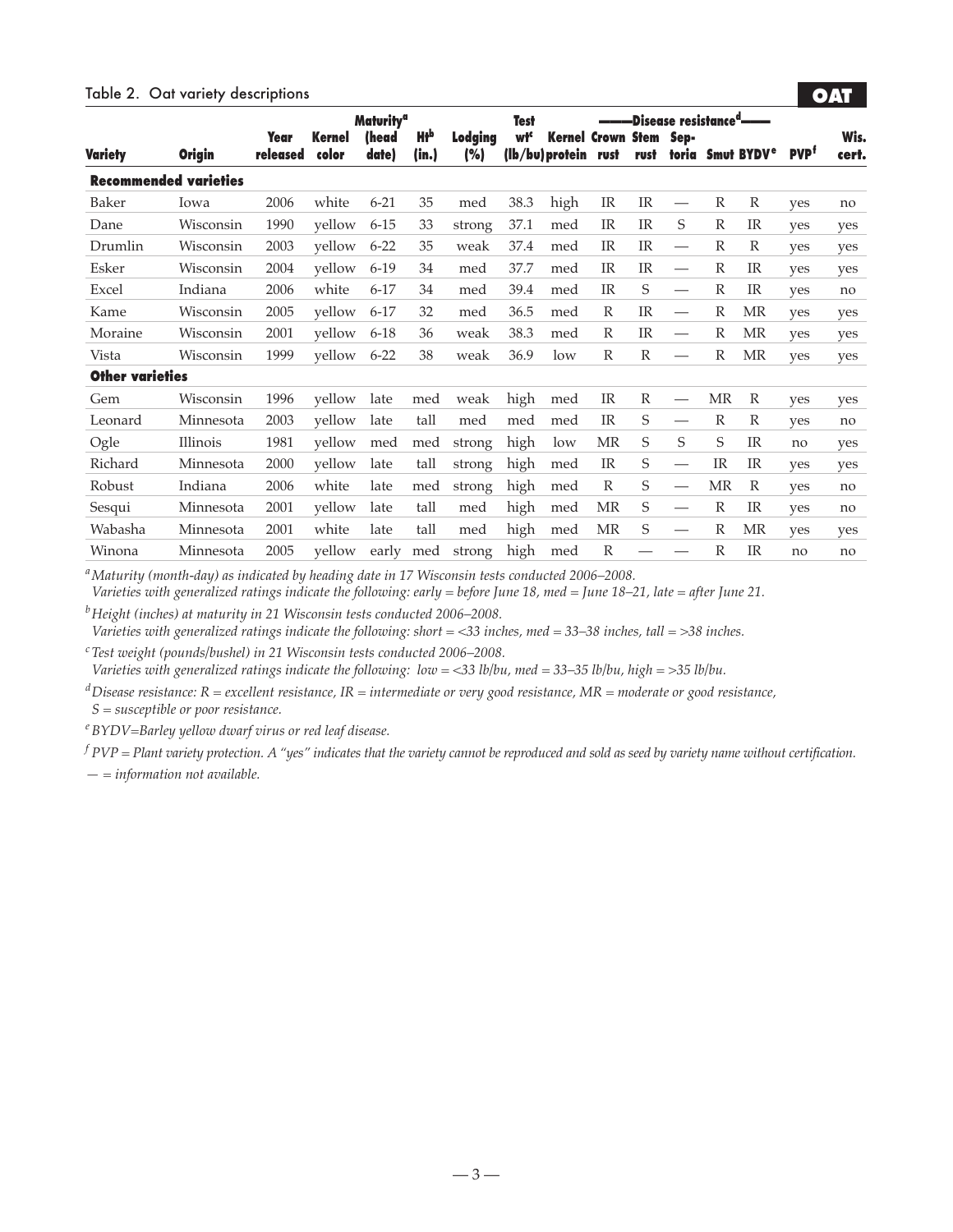## Table 2. Oat variety descriptions

**OAT**

| Variety | Origin | Year released | Kernel color | Maturity[a] (head date) | Ht[b] (in.) | Lodging (%) | Test wt[c] (lb/bu) | Kernel protein | Disease resistance[d] Crown rust | Stem rust | Septoria | Smut | BYDV[e] | PVP[f] | Wis. cert. |
|---|---|---|---|---|---|---|---|---|---|---|---|---|---|---|---|
| **Recommended varieties** | | | | | | | | | | | | | | | |
| Baker | Iowa | 2006 | white | 6-21 | 35 | med | 38.3 | high | IR | IR | — | R | R | yes | no |
| Dane | Wisconsin | 1990 | yellow | 6-15 | 33 | strong | 37.1 | med | IR | IR | S | R | IR | yes | yes |
| Drumlin | Wisconsin | 2003 | yellow | 6-22 | 35 | weak | 37.4 | med | IR | IR | — | R | R | yes | yes |
| Esker | Wisconsin | 2004 | yellow | 6-19 | 34 | med | 37.7 | med | IR | IR | — | R | IR | yes | yes |
| Excel | Indiana | 2006 | white | 6-17 | 34 | med | 39.4 | med | IR | S | — | R | IR | yes | no |
| Kame | Wisconsin | 2005 | yellow | 6-17 | 32 | med | 36.5 | med | R | IR | — | R | MR | yes | yes |
| Moraine | Wisconsin | 2001 | yellow | 6-18 | 36 | weak | 38.3 | med | R | IR | — | R | MR | yes | yes |
| Vista | Wisconsin | 1999 | yellow | 6-22 | 38 | weak | 36.9 | low | R | R | — | R | MR | yes | yes |
| **Other varieties** | | | | | | | | | | | | | | | |
| Gem | Wisconsin | 1996 | yellow | late | med | weak | high | med | IR | R | — | MR | R | yes | yes |
| Leonard | Minnesota | 2003 | yellow | late | tall | med | med | med | IR | S | — | R | R | yes | no |
| Ogle | Illinois | 1981 | yellow | med | med | strong | high | low | MR | S | S | S | IR | no | yes |
| Richard | Minnesota | 2000 | yellow | late | tall | strong | high | med | IR | S | — | IR | IR | yes | yes |
| Robust | Indiana | 2006 | white | late | med | strong | high | med | R | S | — | MR | R | yes | no |
| Sesqui | Minnesota | 2001 | yellow | late | tall | med | high | med | MR | S | — | R | IR | yes | no |
| Wabasha | Minnesota | 2001 | white | late | tall | med | high | med | MR | S | — | R | MR | yes | yes |
| Winona | Minnesota | 2005 | yellow | early | med | strong | high | med | R | — | — | R | IR | no | no |

*[a] Maturity (month-day) as indicated by heading date in 17 Wisconsin tests conducted 2006–2008. Varieties with generalized ratings indicate the following: early = before June 18, med = June 18–21, late = after June 21.*

*[b] Height (inches) at maturity in 21 Wisconsin tests conducted 2006–2008. Varieties with generalized ratings indicate the following: short = <33 inches, med = 33–38 inches, tall = >38 inches.*

*[c] Test weight (pounds/bushel) in 21 Wisconsin tests conducted 2006–2008. Varieties with generalized ratings indicate the following: low = <33 lb/bu, med = 33–35 lb/bu, high = >35 lb/bu.*

*[d] Disease resistance: R = excellent resistance, IR = intermediate or very good resistance, MR = moderate or good resistance, S = susceptible or poor resistance.*

*[e] BYDV=Barley yellow dwarf virus or red leaf disease.*

*[f] PVP = Plant variety protection. A "yes" indicates that the variety cannot be reproduced and sold as seed by variety name without certification.*

*— = information not available.*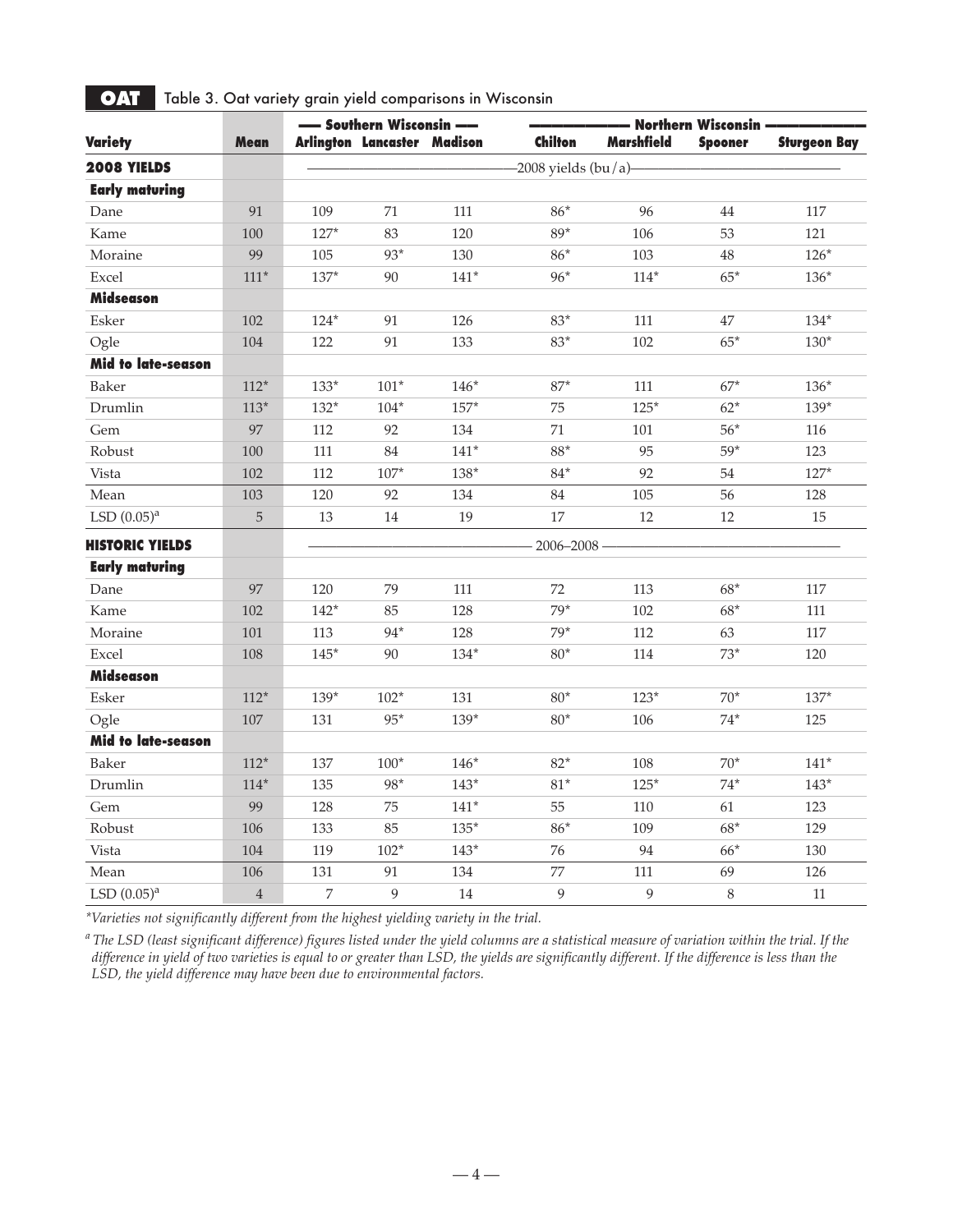**OAT** Table 3. Oat variety grain yield comparisons in Wisconsin

| Variety | Mean | Southern Wisconsin | | | Northern Wisconsin | | | |
|---|---|---|---|---|---|---|---|---|
| | | Arlington | Lancaster | Madison | Chilton | Marshfield | Spooner | Sturgeon Bay |
| **2008 YIELDS** | | 2008 yields (bu/a) | | | | | | |
| **Early maturing** | | | | | | | | |
| Dane | 91 | 109 | 71 | 111 | 86* | 96 | 44 | 117 |
| Kame | 100 | 127* | 83 | 120 | 89* | 106 | 53 | 121 |
| Moraine | 99 | 105 | 93* | 130 | 86* | 103 | 48 | 126* |
| Excel | 111* | 137* | 90 | 141* | 96* | 114* | 65* | 136* |
| **Midseason** | | | | | | | | |
| Esker | 102 | 124* | 91 | 126 | 83* | 111 | 47 | 134* |
| Ogle | 104 | 122 | 91 | 133 | 83* | 102 | 65* | 130* |
| **Mid to late-season** | | | | | | | | |
| Baker | 112* | 133* | 101* | 146* | 87* | 111 | 67* | 136* |
| Drumlin | 113* | 132* | 104* | 157* | 75 | 125* | 62* | 139* |
| Gem | 97 | 112 | 92 | 134 | 71 | 101 | 56* | 116 |
| Robust | 100 | 111 | 84 | 141* | 88* | 95 | 59* | 123 |
| Vista | 102 | 112 | 107* | 138* | 84* | 92 | 54 | 127* |
| Mean | 103 | 120 | 92 | 134 | 84 | 105 | 56 | 128 |
| LSD (0.05)[a] | 5 | 13 | 14 | 19 | 17 | 12 | 12 | 15 |
| **HISTORIC YIELDS** | | 2006–2008 | | | | | | |
| **Early maturing** | | | | | | | | |
| Dane | 97 | 120 | 79 | 111 | 72 | 113 | 68* | 117 |
| Kame | 102 | 142* | 85 | 128 | 79* | 102 | 68* | 111 |
| Moraine | 101 | 113 | 94* | 128 | 79* | 112 | 63 | 117 |
| Excel | 108 | 145* | 90 | 134* | 80* | 114 | 73* | 120 |
| **Midseason** | | | | | | | | |
| Esker | 112* | 139* | 102* | 131 | 80* | 123* | 70* | 137* |
| Ogle | 107 | 131 | 95* | 139* | 80* | 106 | 74* | 125 |
| **Mid to late-season** | | | | | | | | |
| Baker | 112* | 137 | 100* | 146* | 82* | 108 | 70* | 141* |
| Drumlin | 114* | 135 | 98* | 143* | 81* | 125* | 74* | 143* |
| Gem | 99 | 128 | 75 | 141* | 55 | 110 | 61 | 123 |
| Robust | 106 | 133 | 85 | 135* | 86* | 109 | 68* | 129 |
| Vista | 104 | 119 | 102* | 143* | 76 | 94 | 66* | 130 |
| Mean | 106 | 131 | 91 | 134 | 77 | 111 | 69 | 126 |
| LSD (0.05)[a] | 4 | 7 | 9 | 14 | 9 | 9 | 8 | 11 |

*Varieties not significantly different from the highest yielding variety in the trial.*

[a] *The LSD (least significant difference) figures listed under the yield columns are a statistical measure of variation within the trial. If the difference in yield of two varieties is equal to or greater than LSD, the yields are significantly different. If the difference is less than the LSD, the yield difference may have been due to environmental factors.*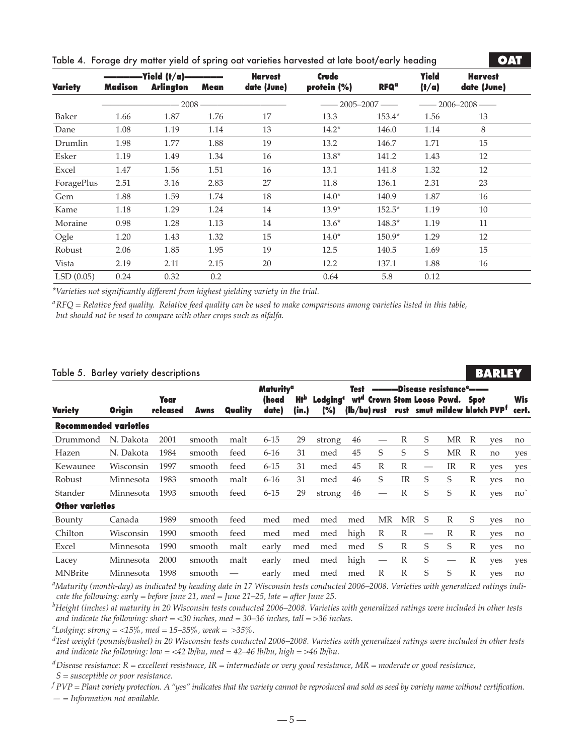## Table 4. Forage dry matter yield of spring oat varieties harvested at late boot/early heading

**OAT**

| Variety | Yield (t/a) Madison | Yield (t/a) Arlington | Yield (t/a) Mean | Harvest date (June) | Crude protein (%) | RFQ[a] | Yield (t/a) | Harvest date (June) |
|---|---|---|---|---|---|---|---|---|
| | 2008 | | | | 2005–2007 | | 2006–2008 | |
| Baker | 1.66 | 1.87 | 1.76 | 17 | 13.3 | 153.4* | 1.56 | 13 |
| Dane | 1.08 | 1.19 | 1.14 | 13 | 14.2* | 146.0 | 1.14 | 8 |
| Drumlin | 1.98 | 1.77 | 1.88 | 19 | 13.2 | 146.7 | 1.71 | 15 |
| Esker | 1.19 | 1.49 | 1.34 | 16 | 13.8* | 141.2 | 1.43 | 12 |
| Excel | 1.47 | 1.56 | 1.51 | 16 | 13.1 | 141.8 | 1.32 | 12 |
| ForagePlus | 2.51 | 3.16 | 2.83 | 27 | 11.8 | 136.1 | 2.31 | 23 |
| Gem | 1.88 | 1.59 | 1.74 | 18 | 14.0* | 140.9 | 1.87 | 16 |
| Kame | 1.18 | 1.29 | 1.24 | 14 | 13.9* | 152.5* | 1.19 | 10 |
| Moraine | 0.98 | 1.28 | 1.13 | 14 | 13.6* | 148.3* | 1.19 | 11 |
| Ogle | 1.20 | 1.43 | 1.32 | 15 | 14.0* | 150.9* | 1.29 | 12 |
| Robust | 2.06 | 1.85 | 1.95 | 19 | 12.5 | 140.5 | 1.69 | 15 |
| Vista | 2.19 | 2.11 | 2.15 | 20 | 12.2 | 137.1 | 1.88 | 16 |
| LSD (0.05) | 0.24 | 0.32 | 0.2 | | 0.64 | 5.8 | 0.12 | |

*Varieties not significantly different from highest yielding variety in the trial.*

[a] *RFQ = Relative feed quality. Relative feed quality can be used to make comparisons among varieties listed in this table, but should not be used to compare with other crops such as alfalfa.*

## Table 5. Barley variety descriptions

**BARLEY**

| Variety | Origin | Year released | Awns | Quality | Maturity[a] (head date) | Ht[b] (in.) | Lodging[c] (%) | Test wt[d] (lb/bu) | Disease resistance[e] Crown rust | Stem rust | Loose smut | Powd. mildew | Spot blotch | PVP[f] | Wis cert. |
|---|---|---|---|---|---|---|---|---|---|---|---|---|---|---|---|
| **Recommended varieties** | | | | | | | | | | | | | | | |
| Drummond | N. Dakota | 2001 | smooth | malt | 6-15 | 29 | strong | 46 | — | R | S | MR | R | yes | no |
| Hazen | N. Dakota | 1984 | smooth | feed | 6-16 | 31 | med | 45 | S | S | S | MR | R | no | yes |
| Kewaunee | Wisconsin | 1997 | smooth | feed | 6-15 | 31 | med | 45 | R | R | — | IR | R | yes | yes |
| Robust | Minnesota | 1983 | smooth | malt | 6-16 | 31 | med | 46 | S | IR | S | S | R | yes | no |
| Stander | Minnesota | 1993 | smooth | feed | 6-15 | 29 | strong | 46 | — | R | S | S | R | yes | no` |
| **Other varieties** | | | | | | | | | | | | | | | |
| Bounty | Canada | 1989 | smooth | feed | med | med | med | med | MR | MR | S | R | S | yes | no |
| Chilton | Wisconsin | 1990 | smooth | feed | med | med | med | high | R | R | — | R | R | yes | no |
| Excel | Minnesota | 1990 | smooth | malt | early | med | med | med | S | R | S | S | R | yes | no |
| Lacey | Minnesota | 2000 | smooth | malt | early | med | med | high | — | R | S | — | R | yes | yes |
| MNBrite | Minnesota | 1998 | smooth | — | early | med | med | med | R | R | S | S | R | yes | no |

[a] *Maturity (month-day) as indicated by heading date in 17 Wisconsin tests conducted 2006–2008. Varieties with generalized ratings indicate the following: early = before June 21, med = June 21–25, late = after June 25.*

[b] *Height (inches) at maturity in 20 Wisconsin tests conducted 2006–2008. Varieties with generalized ratings were included in other tests and indicate the following: short = <30 inches, med = 30–36 inches, tall = >36 inches.*

[c] *Lodging: strong = <15%, med = 15–35%, weak = >35%.*

[d] *Test weight (pounds/bushel) in 20 Wisconsin tests conducted 2006–2008. Varieties with generalized ratings were included in other tests and indicate the following: low = <42 lb/bu, med = 42–46 lb/bu, high = >46 lb/bu.*

[d] *Disease resistance: R = excellent resistance, IR = intermediate or very good resistance, MR = moderate or good resistance, S = susceptible or poor resistance.*

[f] *PVP = Plant variety protection. A "yes" indicates that the variety cannot be reproduced and sold as seed by variety name without certification.*

*— = Information not available.*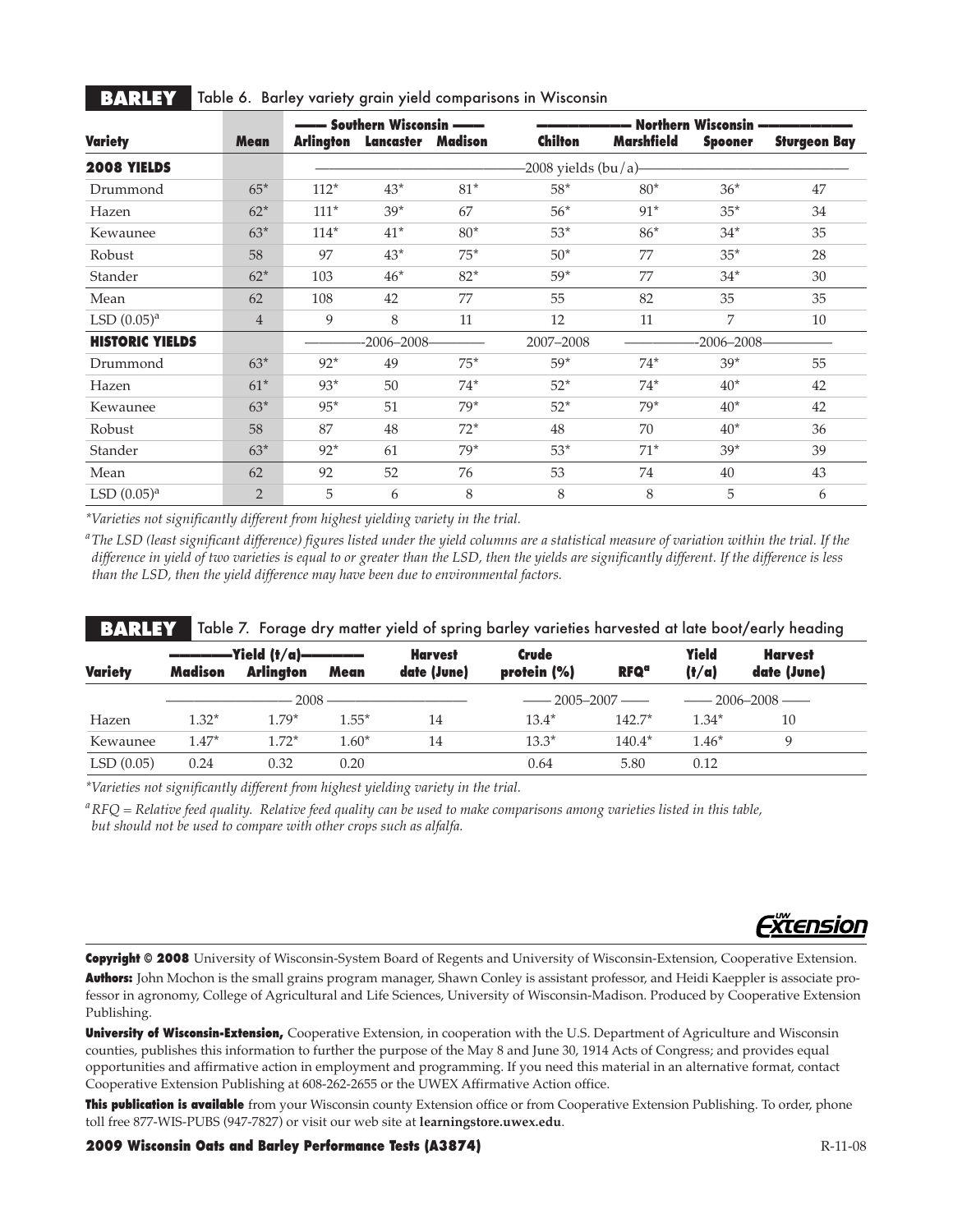## BARLEY Table 6. Barley variety grain yield comparisons in Wisconsin

| Variety | Mean | Southern Wisconsin | | | Northern Wisconsin | | | |
|---|---|---|---|---|---|---|---|---|
| | | Arlington | Lancaster | Madison | Chilton | Marshfield | Spooner | Sturgeon Bay |
| **2008 YIELDS** | | 2008 yields (bu/a) | | | | | | |
| Drummond | 65* | 112* | 43* | 81* | 58* | 80* | 36* | 47 |
| Hazen | 62* | 111* | 39* | 67 | 56* | 91* | 35* | 34 |
| Kewaunee | 63* | 114* | 41* | 80* | 53* | 86* | 34* | 35 |
| Robust | 58 | 97 | 43* | 75* | 50* | 77 | 35* | 28 |
| Stander | 62* | 103 | 46* | 82* | 59* | 77 | 34* | 30 |
| Mean | 62 | 108 | 42 | 77 | 55 | 82 | 35 | 35 |
| LSD (0.05)[a] | 4 | 9 | 8 | 11 | 12 | 11 | 7 | 10 |
| **HISTORIC YIELDS** | | 2006–2008 | | | 2007–2008 | 2006–2008 | | |
| Drummond | 63* | 92* | 49 | 75* | 59* | 74* | 39* | 55 |
| Hazen | 61* | 93* | 50 | 74* | 52* | 74* | 40* | 42 |
| Kewaunee | 63* | 95* | 51 | 79* | 52* | 79* | 40* | 42 |
| Robust | 58 | 87 | 48 | 72* | 48 | 70 | 40* | 36 |
| Stander | 63* | 92* | 61 | 79* | 53* | 71* | 39* | 39 |
| Mean | 62 | 92 | 52 | 76 | 53 | 74 | 40 | 43 |
| LSD (0.05)[a] | 2 | 5 | 6 | 8 | 8 | 8 | 5 | 6 |

*\*Varieties not significantly different from highest yielding variety in the trial.*

*[a] The LSD (least significant difference) figures listed under the yield columns are a statistical measure of variation within the trial. If the difference in yield of two varieties is equal to or greater than the LSD, then the yields are significantly different. If the difference is less than the LSD, then the yield difference may have been due to environmental factors.*

## BARLEY Table 7. Forage dry matter yield of spring barley varieties harvested at late boot/early heading

| Variety | Yield (t/a) | | | Harvest date (June) | Crude protein (%) | RFQ[a] | Yield (t/a) | Harvest date (June) |
|---|---|---|---|---|---|---|---|---|
| | Madison | Arlington | Mean | | | | | |
| | 2008 | | | | 2005–2007 | | 2006–2008 | |
| Hazen | 1.32* | 1.79* | 1.55* | 14 | 13.4* | 142.7* | 1.34* | 10 |
| Kewaunee | 1.47* | 1.72* | 1.60* | 14 | 13.3* | 140.4* | 1.46* | 9 |
| LSD (0.05) | 0.24 | 0.32 | 0.20 | | 0.64 | 5.80 | 0.12 | |

*\*Varieties not significantly different from highest yielding variety in the trial.*

*[a] RFQ = Relative feed quality. Relative feed quality can be used to make comparisons among varieties listed in this table, but should not be used to compare with other crops such as alfalfa.*

UW Extension

**Copyright © 2008** University of Wisconsin-System Board of Regents and University of Wisconsin-Extension, Cooperative Extension.

**Authors:** John Mochon is the small grains program manager, Shawn Conley is assistant professor, and Heidi Kaeppler is associate professor in agronomy, College of Agricultural and Life Sciences, University of Wisconsin-Madison. Produced by Cooperative Extension Publishing.

**University of Wisconsin-Extension,** Cooperative Extension, in cooperation with the U.S. Department of Agriculture and Wisconsin counties, publishes this information to further the purpose of the May 8 and June 30, 1914 Acts of Congress; and provides equal opportunities and affirmative action in employment and programming. If you need this material in an alternative format, contact Cooperative Extension Publishing at 608-262-2655 or the UWEX Affirmative Action office.

**This publication is available** from your Wisconsin county Extension office or from Cooperative Extension Publishing. To order, phone toll free 877-WIS-PUBS (947-7827) or visit our web site at **learningstore.uwex.edu**.

**2009 Wisconsin Oats and Barley Performance Tests (A3874)** R-11-08